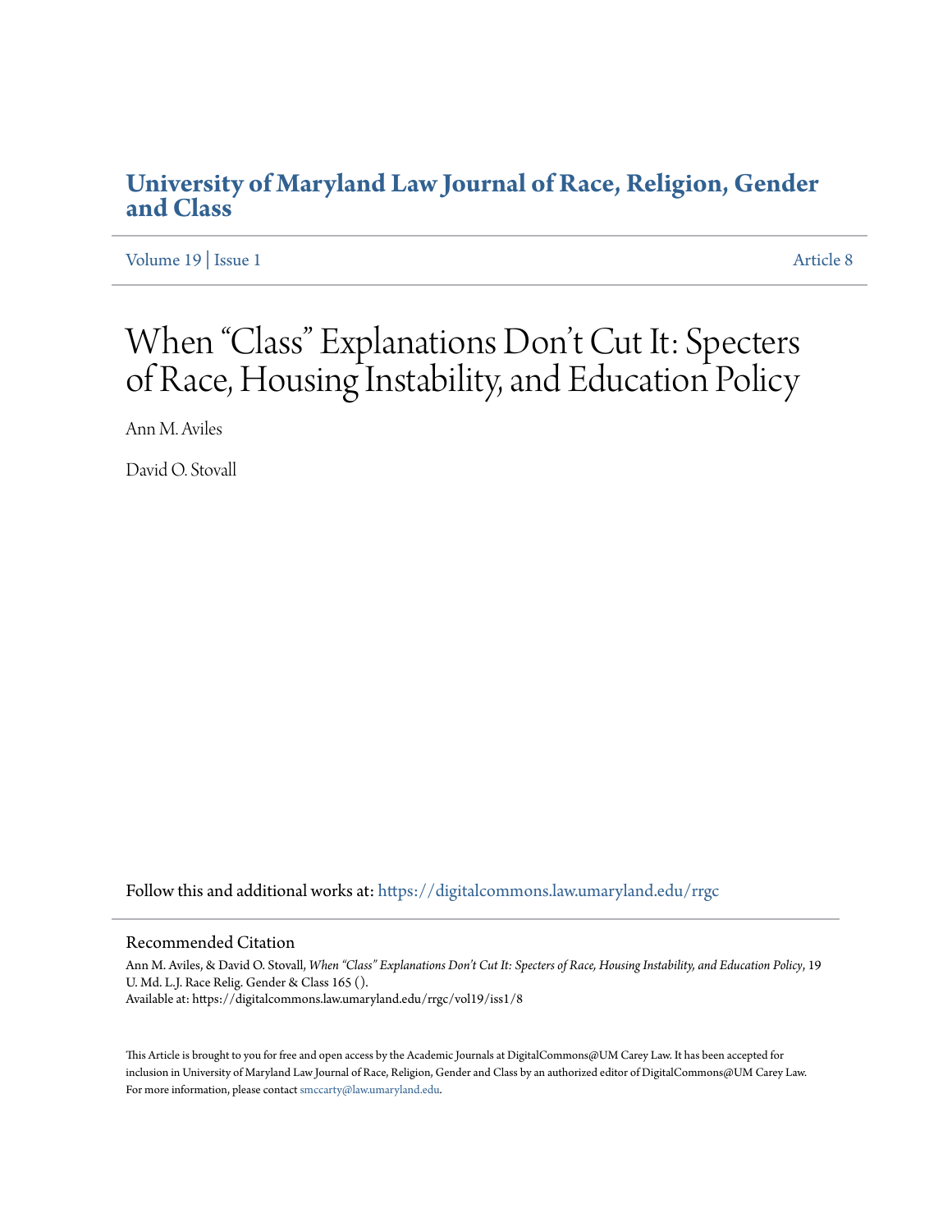# University of Maryland Law Journal of Race, Religion, Gender and Class

Volume 19 | Issue 1 Article 8

# When "Class" Explanations Don't Cut It: Specters of Race, Housing Instability, and Education Policy

Ann M. Aviles

David O. Stovall

Follow this and additional works at: https://digitalcommons.law.umaryland.edu/rrgc

## Recommended Citation

Ann M. Aviles, & David O. Stovall, *When "Class" Explanations Don't Cut It: Specters of Race, Housing Instability, and Education Policy*, 19 U. Md. L.J. Race Relig. Gender & Class 165 ().

Available at: https://digitalcommons.law.umaryland.edu/rrgc/vol19/iss1/8

This Article is brought to you for free and open access by the Academic Journals at DigitalCommons@UM Carey Law. It has been accepted for inclusion in University of Maryland Law Journal of Race, Religion, Gender and Class by an authorized editor of DigitalCommons@UM Carey Law. For more information, please contact smccarty@law.umaryland.edu.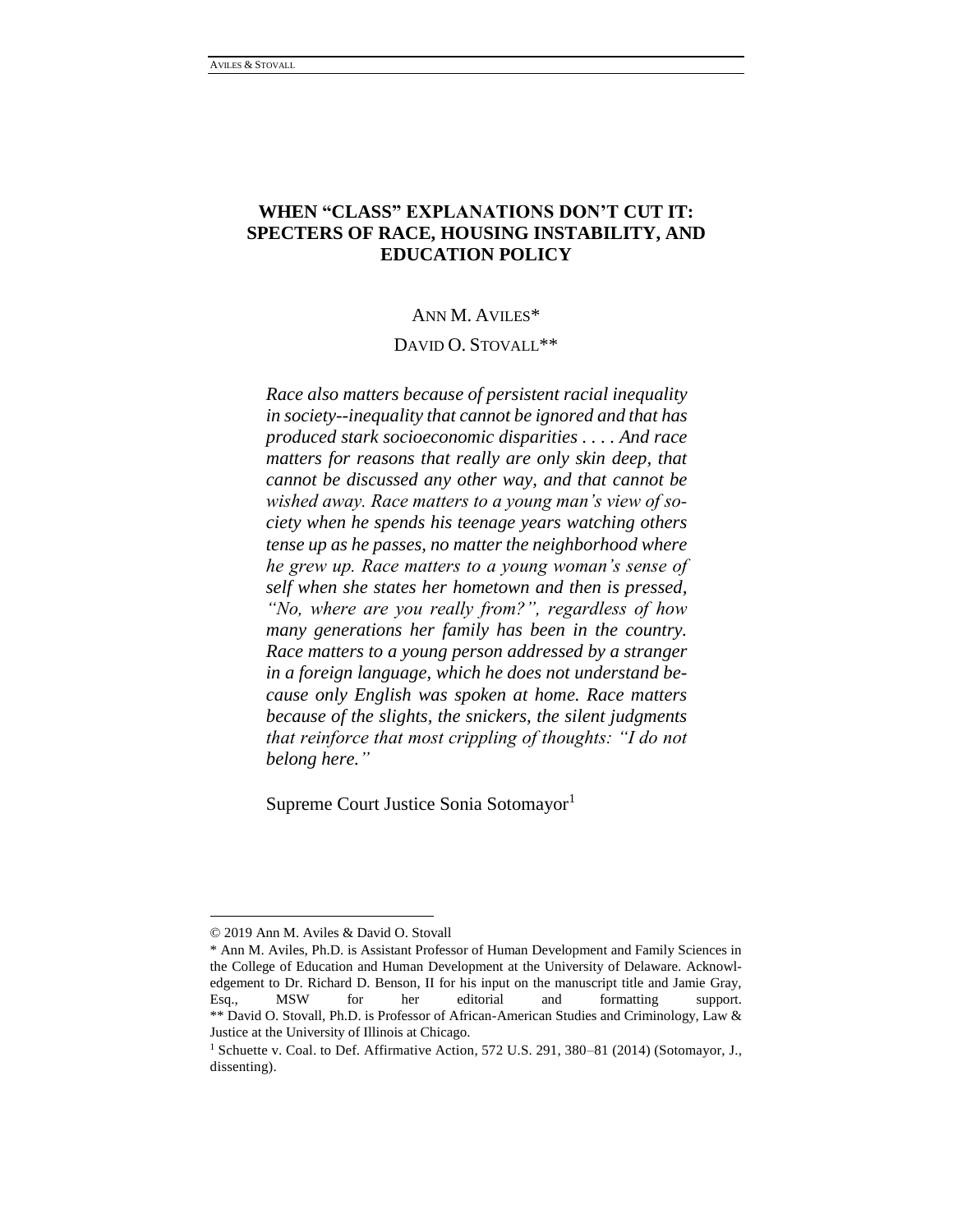# WHEN "CLASS" EXPLANATIONS DON'T CUT IT: SPECTERS OF RACE, HOUSING INSTABILITY, AND EDUCATION POLICY

ANN M. AVILES*

DAVID O. STOVALL**

> *Race also matters because of persistent racial inequality in society--inequality that cannot be ignored and that has produced stark socioeconomic disparities . . . . And race matters for reasons that really are only skin deep, that cannot be discussed any other way, and that cannot be wished away. Race matters to a young man's view of society when he spends his teenage years watching others tense up as he passes, no matter the neighborhood where he grew up. Race matters to a young woman's sense of self when she states her hometown and then is pressed, "No, where are you really from?", regardless of how many generations her family has been in the country. Race matters to a young person addressed by a stranger in a foreign language, which he does not understand because only English was spoken at home. Race matters because of the slights, the snickers, the silent judgments that reinforce that most crippling of thoughts: "I do not belong here."*
>
> Supreme Court Justice Sonia Sotomayor[1]

---

© 2019 Ann M. Aviles & David O. Stovall

\* Ann M. Aviles, Ph.D. is Assistant Professor of Human Development and Family Sciences in the College of Education and Human Development at the University of Delaware. Acknowledgement to Dr. Richard D. Benson, II for his input on the manuscript title and Jamie Gray, Esq., MSW for her editorial and formatting support.

\*\* David O. Stovall, Ph.D. is Professor of African-American Studies and Criminology, Law & Justice at the University of Illinois at Chicago.

[1] Schuette v. Coal. to Def. Affirmative Action, 572 U.S. 291, 380–81 (2014) (Sotomayor, J., dissenting).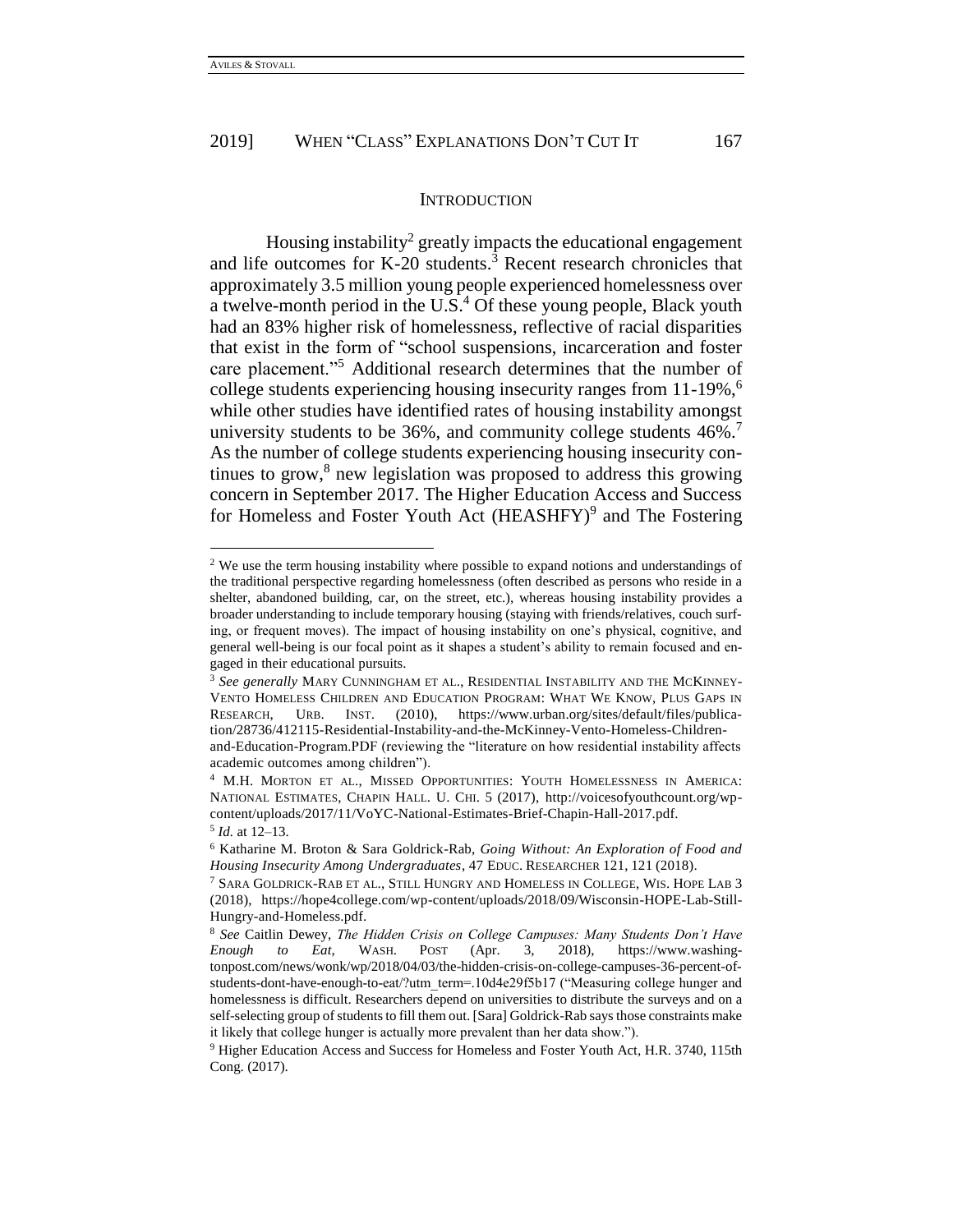## INTRODUCTION

Housing instability[2] greatly impacts the educational engagement and life outcomes for K-20 students.[3] Recent research chronicles that approximately 3.5 million young people experienced homelessness over a twelve-month period in the U.S.[4] Of these young people, Black youth had an 83% higher risk of homelessness, reflective of racial disparities that exist in the form of "school suspensions, incarceration and foster care placement."[5] Additional research determines that the number of college students experiencing housing insecurity ranges from 11-19%,[6] while other studies have identified rates of housing instability amongst university students to be 36%, and community college students 46%.[7] As the number of college students experiencing housing insecurity continues to grow,[8] new legislation was proposed to address this growing concern in September 2017. The Higher Education Access and Success for Homeless and Foster Youth Act (HEASHFY)[9] and The Fostering

---

[2] We use the term housing instability where possible to expand notions and understandings of the traditional perspective regarding homelessness (often described as persons who reside in a shelter, abandoned building, car, on the street, etc.), whereas housing instability provides a broader understanding to include temporary housing (staying with friends/relatives, couch surfing, or frequent moves). The impact of housing instability on one's physical, cognitive, and general well-being is our focal point as it shapes a student's ability to remain focused and engaged in their educational pursuits.

[3] *See generally* MARY CUNNINGHAM ET AL., RESIDENTIAL INSTABILITY AND THE MCKINNEY-VENTO HOMELESS CHILDREN AND EDUCATION PROGRAM: WHAT WE KNOW, PLUS GAPS IN RESEARCH, URB. INST. (2010), https://www.urban.org/sites/default/files/publication/28736/412115-Residential-Instability-and-the-McKinney-Vento-Homeless-Children-and-Education-Program.PDF (reviewing the "literature on how residential instability affects academic outcomes among children").

[4] M.H. MORTON ET AL., MISSED OPPORTUNITIES: YOUTH HOMELESSNESS IN AMERICA: NATIONAL ESTIMATES, CHAPIN HALL. U. CHI. 5 (2017), http://voicesofyouthcount.org/wp-content/uploads/2017/11/VoYC-National-Estimates-Brief-Chapin-Hall-2017.pdf.

[5] *Id.* at 12–13.

[6] Katharine M. Broton & Sara Goldrick-Rab, *Going Without: An Exploration of Food and Housing Insecurity Among Undergraduates*, 47 EDUC. RESEARCHER 121, 121 (2018).

[7] SARA GOLDRICK-RAB ET AL., STILL HUNGRY AND HOMELESS IN COLLEGE, WIS. HOPE LAB 3 (2018), https://hope4college.com/wp-content/uploads/2018/09/Wisconsin-HOPE-Lab-Still-Hungry-and-Homeless.pdf.

[8] *See* Caitlin Dewey, *The Hidden Crisis on College Campuses: Many Students Don't Have Enough to Eat*, WASH. POST (Apr. 3, 2018), https://www.washingtonpost.com/news/wonk/wp/2018/04/03/the-hidden-crisis-on-college-campuses-36-percent-of-students-dont-have-enough-to-eat/?utm_term=.10d4e29f5b17 ("Measuring college hunger and homelessness is difficult. Researchers depend on universities to distribute the surveys and on a self-selecting group of students to fill them out. [Sara] Goldrick-Rab says those constraints make it likely that college hunger is actually more prevalent than her data show.").

[9] Higher Education Access and Success for Homeless and Foster Youth Act, H.R. 3740, 115th Cong. (2017).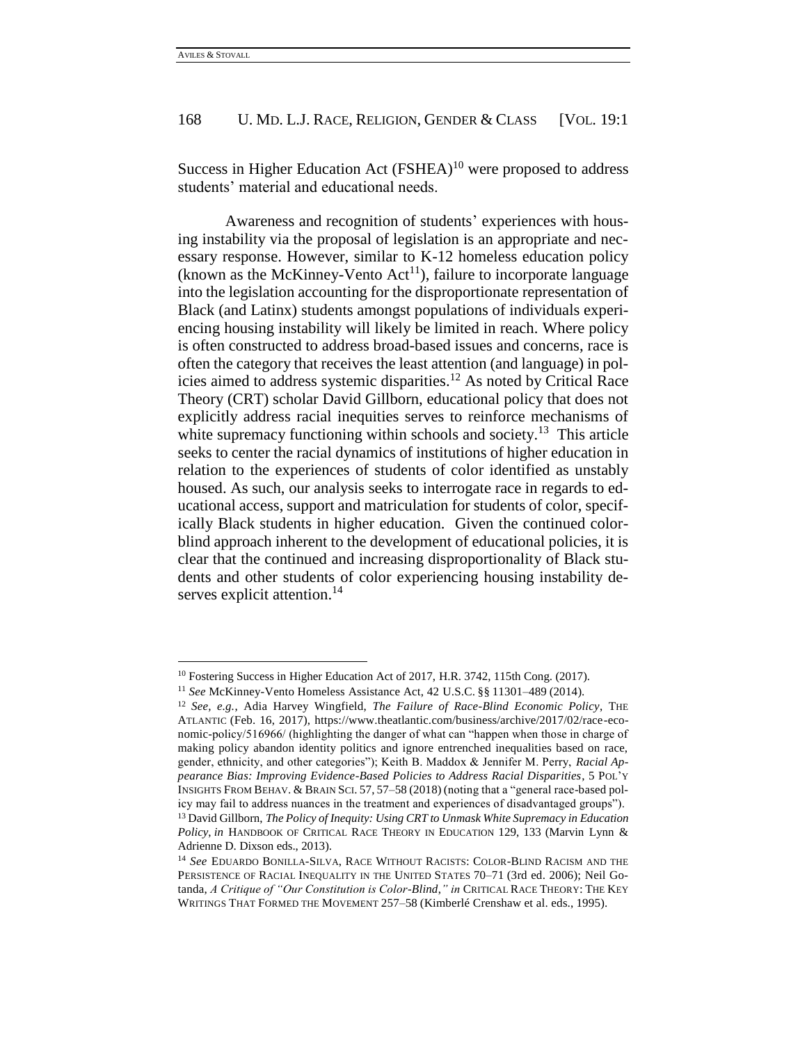Success in Higher Education Act (FSHEA)[10] were proposed to address students' material and educational needs.

Awareness and recognition of students' experiences with housing instability via the proposal of legislation is an appropriate and necessary response. However, similar to K-12 homeless education policy (known as the McKinney-Vento Act[11]), failure to incorporate language into the legislation accounting for the disproportionate representation of Black (and Latinx) students amongst populations of individuals experiencing housing instability will likely be limited in reach. Where policy is often constructed to address broad-based issues and concerns, race is often the category that receives the least attention (and language) in policies aimed to address systemic disparities.[12] As noted by Critical Race Theory (CRT) scholar David Gillborn, educational policy that does not explicitly address racial inequities serves to reinforce mechanisms of white supremacy functioning within schools and society.[13] This article seeks to center the racial dynamics of institutions of higher education in relation to the experiences of students of color identified as unstably housed. As such, our analysis seeks to interrogate race in regards to educational access, support and matriculation for students of color, specifically Black students in higher education. Given the continued colorblind approach inherent to the development of educational policies, it is clear that the continued and increasing disproportionality of Black students and other students of color experiencing housing instability deserves explicit attention.[14]

---

[10] Fostering Success in Higher Education Act of 2017, H.R. 3742, 115th Cong. (2017).

[11] *See* McKinney-Vento Homeless Assistance Act, 42 U.S.C. §§ 11301–489 (2014).

[12] *See, e.g.*, Adia Harvey Wingfield, *The Failure of Race-Blind Economic Policy*, THE ATLANTIC (Feb. 16, 2017), https://www.theatlantic.com/business/archive/2017/02/race-economic-policy/516966/ (highlighting the danger of what can "happen when those in charge of making policy abandon identity politics and ignore entrenched inequalities based on race, gender, ethnicity, and other categories"); Keith B. Maddox & Jennifer M. Perry, *Racial Appearance Bias: Improving Evidence-Based Policies to Address Racial Disparities*, 5 POL'Y INSIGHTS FROM BEHAV. & BRAIN SCI. 57, 57–58 (2018) (noting that a "general race-based policy may fail to address nuances in the treatment and experiences of disadvantaged groups").

[13] David Gillborn, *The Policy of Inequity: Using CRT to Unmask White Supremacy in Education Policy*, *in* HANDBOOK OF CRITICAL RACE THEORY IN EDUCATION 129, 133 (Marvin Lynn & Adrienne D. Dixson eds., 2013).

[14] *See* EDUARDO BONILLA-SILVA, RACE WITHOUT RACISTS: COLOR-BLIND RACISM AND THE PERSISTENCE OF RACIAL INEQUALITY IN THE UNITED STATES 70–71 (3rd ed. 2006); Neil Gotanda, *A Critique of "Our Constitution is Color-Blind," in* CRITICAL RACE THEORY: THE KEY WRITINGS THAT FORMED THE MOVEMENT 257–58 (Kimberlé Crenshaw et al. eds., 1995).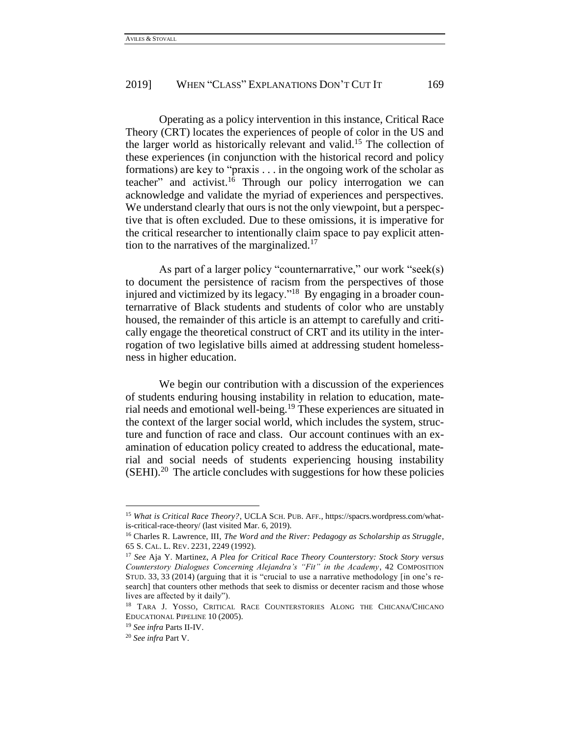Operating as a policy intervention in this instance, Critical Race Theory (CRT) locates the experiences of people of color in the US and the larger world as historically relevant and valid.[15] The collection of these experiences (in conjunction with the historical record and policy formations) are key to "praxis . . . in the ongoing work of the scholar as teacher" and activist.[16] Through our policy interrogation we can acknowledge and validate the myriad of experiences and perspectives. We understand clearly that ours is not the only viewpoint, but a perspective that is often excluded. Due to these omissions, it is imperative for the critical researcher to intentionally claim space to pay explicit attention to the narratives of the marginalized.[17]

As part of a larger policy "counternarrative," our work "seek(s) to document the persistence of racism from the perspectives of those injured and victimized by its legacy."[18] By engaging in a broader counternarrative of Black students and students of color who are unstably housed, the remainder of this article is an attempt to carefully and critically engage the theoretical construct of CRT and its utility in the interrogation of two legislative bills aimed at addressing student homelessness in higher education.

We begin our contribution with a discussion of the experiences of students enduring housing instability in relation to education, material needs and emotional well-being.[19] These experiences are situated in the context of the larger social world, which includes the system, structure and function of race and class. Our account continues with an examination of education policy created to address the educational, material and social needs of students experiencing housing instability (SEHI).[20] The article concludes with suggestions for how these policies

---

[15] *What is Critical Race Theory?*, UCLA SCH. PUB. AFF., https://spacrs.wordpress.com/what-is-critical-race-theory/ (last visited Mar. 6, 2019).

[16] Charles R. Lawrence, III, *The Word and the River: Pedagogy as Scholarship as Struggle*, 65 S. CAL. L. REV. 2231, 2249 (1992).

[17] *See* Aja Y. Martinez, *A Plea for Critical Race Theory Counterstory: Stock Story versus Counterstory Dialogues Concerning Alejandra's "Fit" in the Academy*, 42 COMPOSITION STUD. 33, 33 (2014) (arguing that it is "crucial to use a narrative methodology [in one's research] that counters other methods that seek to dismiss or decenter racism and those whose lives are affected by it daily").

[18] TARA J. YOSSO, CRITICAL RACE COUNTERSTORIES ALONG THE CHICANA/CHICANO EDUCATIONAL PIPELINE 10 (2005).

[19] *See infra* Parts II-IV.

[20] *See infra* Part V.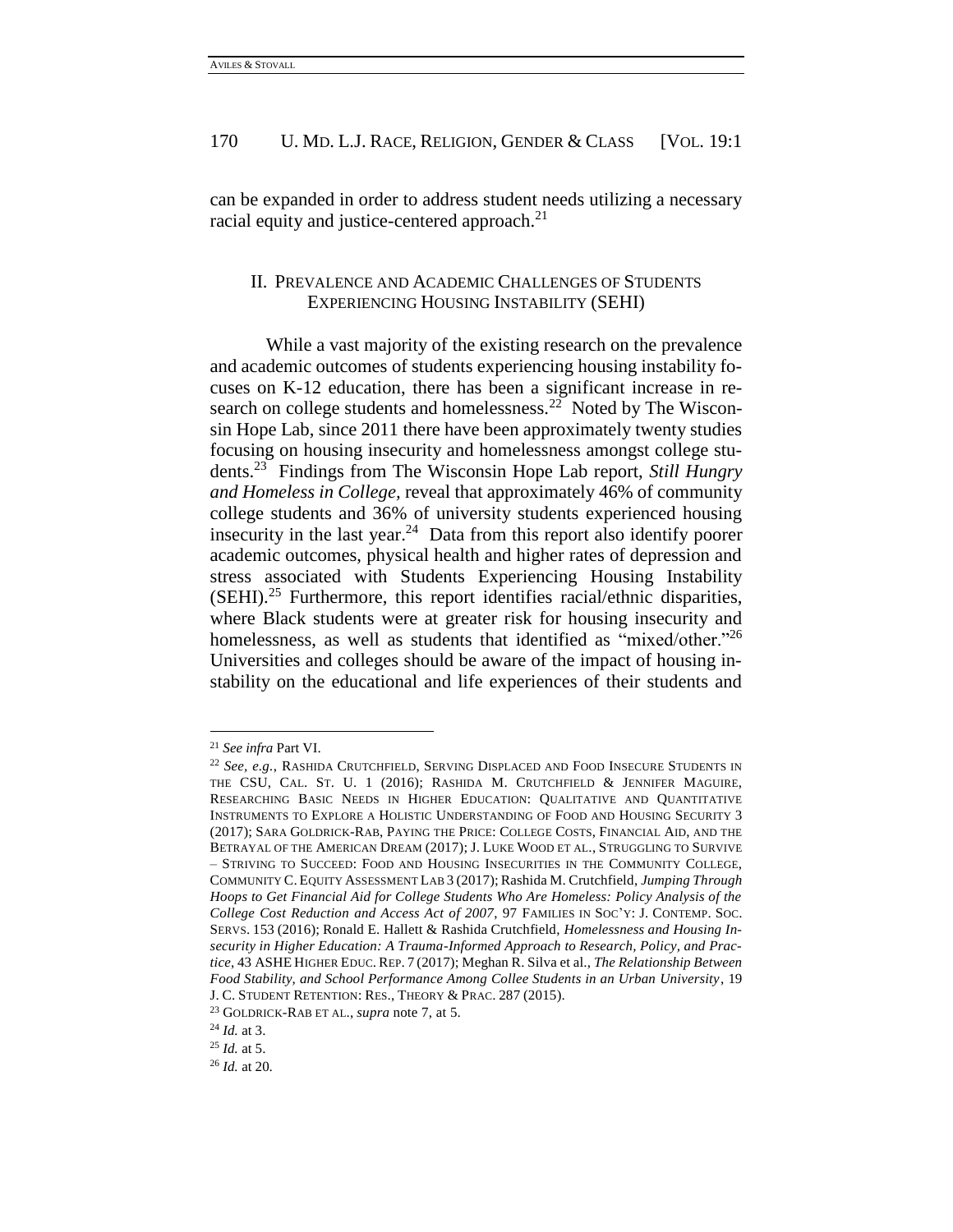can be expanded in order to address student needs utilizing a necessary racial equity and justice-centered approach.[21]

## II. Prevalence and Academic Challenges of Students Experiencing Housing Instability (SEHI)

While a vast majority of the existing research on the prevalence and academic outcomes of students experiencing housing instability focuses on K-12 education, there has been a significant increase in research on college students and homelessness.[22] Noted by The Wisconsin Hope Lab, since 2011 there have been approximately twenty studies focusing on housing insecurity and homelessness amongst college students.[23] Findings from The Wisconsin Hope Lab report, *Still Hungry and Homeless in College*, reveal that approximately 46% of community college students and 36% of university students experienced housing insecurity in the last year.[24] Data from this report also identify poorer academic outcomes, physical health and higher rates of depression and stress associated with Students Experiencing Housing Instability (SEHI).[25] Furthermore, this report identifies racial/ethnic disparities, where Black students were at greater risk for housing insecurity and homelessness, as well as students that identified as "mixed/other."[26] Universities and colleges should be aware of the impact of housing instability on the educational and life experiences of their students and

---

[21] *See infra* Part VI.

[22] *See, e.g.*, RASHIDA CRUTCHFIELD, SERVING DISPLACED AND FOOD INSECURE STUDENTS IN THE CSU, CAL. ST. U. 1 (2016); RASHIDA M. CRUTCHFIELD & JENNIFER MAGUIRE, RESEARCHING BASIC NEEDS IN HIGHER EDUCATION: QUALITATIVE AND QUANTITATIVE INSTRUMENTS TO EXPLORE A HOLISTIC UNDERSTANDING OF FOOD AND HOUSING SECURITY 3 (2017); SARA GOLDRICK-RAB, PAYING THE PRICE: COLLEGE COSTS, FINANCIAL AID, AND THE BETRAYAL OF THE AMERICAN DREAM (2017); J. LUKE WOOD ET AL., STRUGGLING TO SURVIVE – STRIVING TO SUCCEED: FOOD AND HOUSING INSECURITIES IN THE COMMUNITY COLLEGE, COMMUNITY C. EQUITY ASSESSMENT LAB 3 (2017); Rashida M. Crutchfield, *Jumping Through Hoops to Get Financial Aid for College Students Who Are Homeless: Policy Analysis of the College Cost Reduction and Access Act of 2007*, 97 FAMILIES IN SOC'Y: J. CONTEMP. SOC. SERVS. 153 (2016); Ronald E. Hallett & Rashida Crutchfield, *Homelessness and Housing Insecurity in Higher Education: A Trauma-Informed Approach to Research, Policy, and Practice*, 43 ASHE HIGHER EDUC. REP. 7 (2017); Meghan R. Silva et al., *The Relationship Between Food Stability, and School Performance Among Collee Students in an Urban University*, 19 J. C. STUDENT RETENTION: RES., THEORY & PRAC. 287 (2015).

[23] GOLDRICK-RAB ET AL., *supra* note 7, at 5.

[24] *Id.* at 3.

[25] *Id.* at 5.

[26] *Id.* at 20.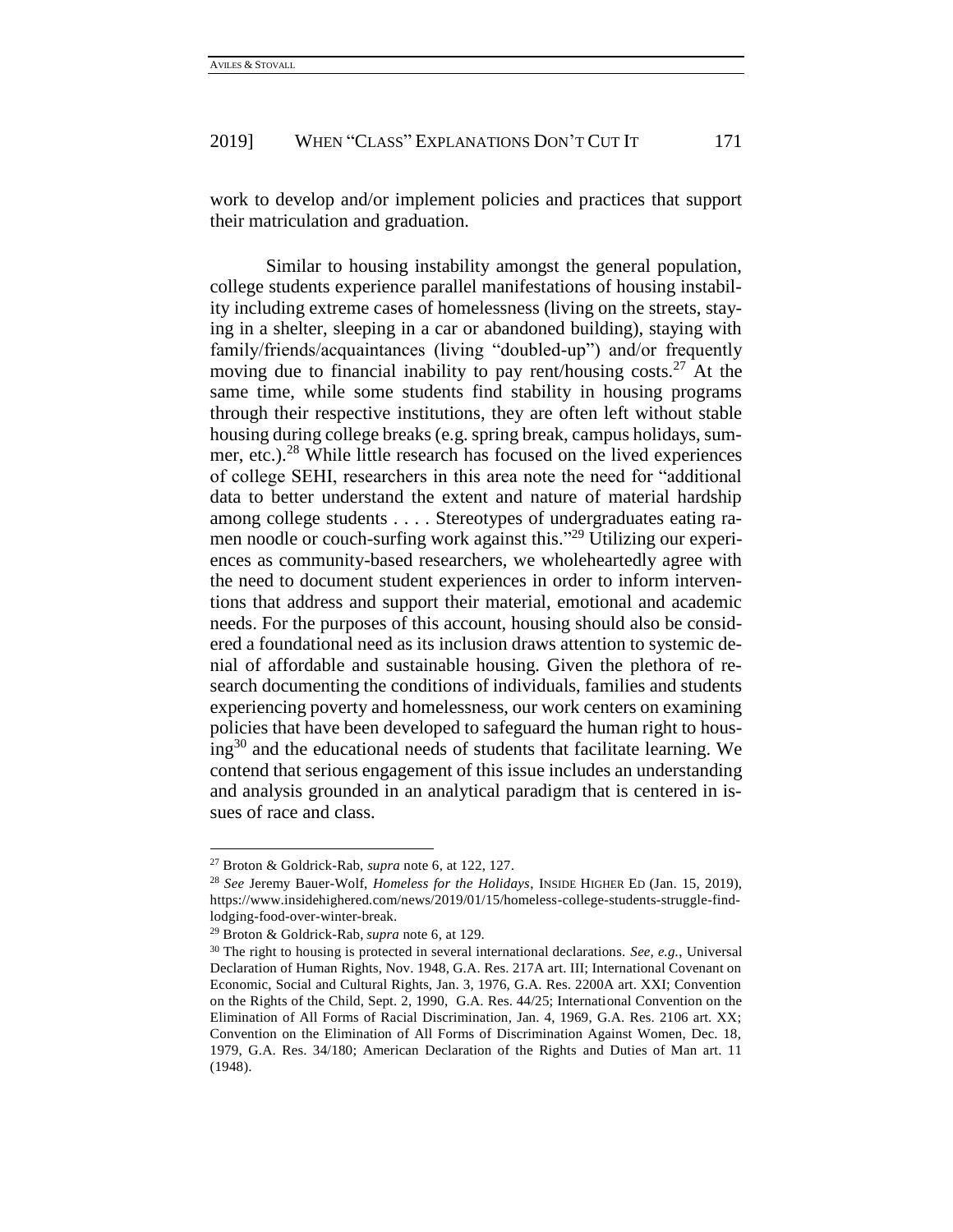work to develop and/or implement policies and practices that support their matriculation and graduation.

Similar to housing instability amongst the general population, college students experience parallel manifestations of housing instability including extreme cases of homelessness (living on the streets, staying in a shelter, sleeping in a car or abandoned building), staying with family/friends/acquaintances (living "doubled-up") and/or frequently moving due to financial inability to pay rent/housing costs.[27] At the same time, while some students find stability in housing programs through their respective institutions, they are often left without stable housing during college breaks (e.g. spring break, campus holidays, summer, etc.).[28] While little research has focused on the lived experiences of college SEHI, researchers in this area note the need for "additional data to better understand the extent and nature of material hardship among college students . . . . Stereotypes of undergraduates eating ramen noodle or couch-surfing work against this."[29] Utilizing our experiences as community-based researchers, we wholeheartedly agree with the need to document student experiences in order to inform interventions that address and support their material, emotional and academic needs. For the purposes of this account, housing should also be considered a foundational need as its inclusion draws attention to systemic denial of affordable and sustainable housing. Given the plethora of research documenting the conditions of individuals, families and students experiencing poverty and homelessness, our work centers on examining policies that have been developed to safeguard the human right to housing[30] and the educational needs of students that facilitate learning. We contend that serious engagement of this issue includes an understanding and analysis grounded in an analytical paradigm that is centered in issues of race and class.

---

[27] Broton & Goldrick-Rab, *supra* note 6, at 122, 127.

[28] *See* Jeremy Bauer-Wolf, *Homeless for the Holidays*, INSIDE HIGHER ED (Jan. 15, 2019), https://www.insidehighered.com/news/2019/01/15/homeless-college-students-struggle-find-lodging-food-over-winter-break.

[29] Broton & Goldrick-Rab, *supra* note 6, at 129.

[30] The right to housing is protected in several international declarations. *See, e.g.*, Universal Declaration of Human Rights, Nov. 1948, G.A. Res. 217A art. III; International Covenant on Economic, Social and Cultural Rights, Jan. 3, 1976, G.A. Res. 2200A art. XXI; Convention on the Rights of the Child, Sept. 2, 1990, G.A. Res. 44/25; International Convention on the Elimination of All Forms of Racial Discrimination, Jan. 4, 1969, G.A. Res. 2106 art. XX; Convention on the Elimination of All Forms of Discrimination Against Women, Dec. 18, 1979, G.A. Res. 34/180; American Declaration of the Rights and Duties of Man art. 11 (1948).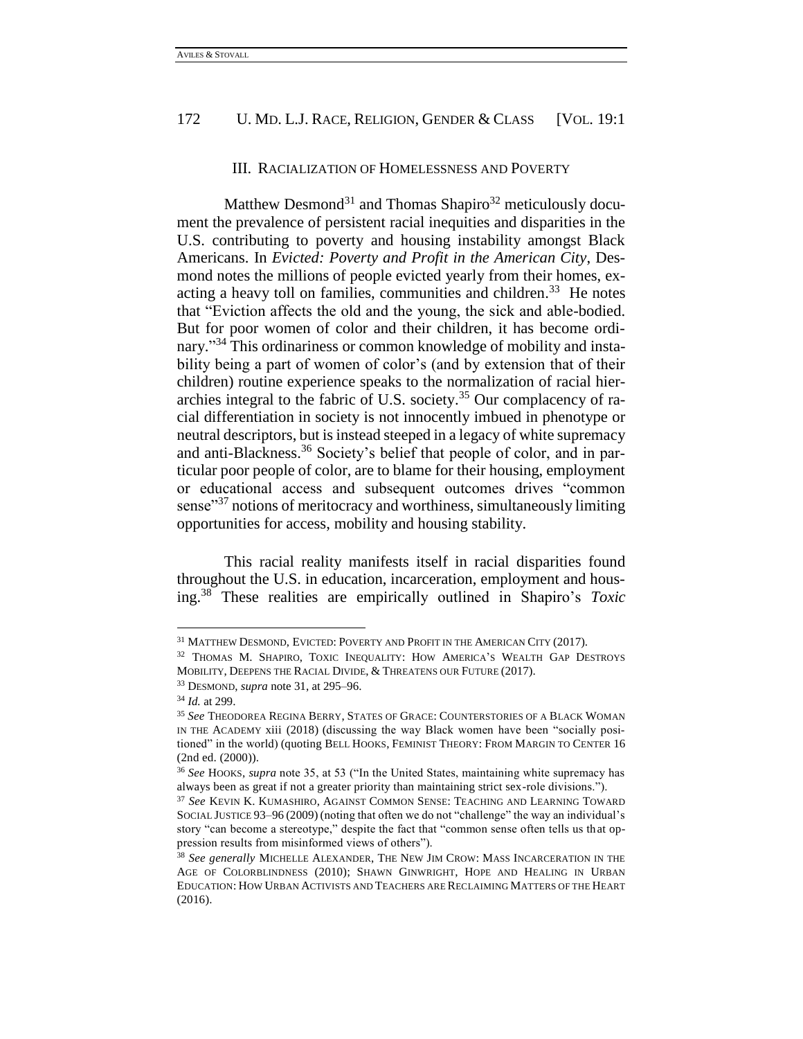### III. RACIALIZATION OF HOMELESSNESS AND POVERTY

Matthew Desmond[31] and Thomas Shapiro[32] meticulously document the prevalence of persistent racial inequities and disparities in the U.S. contributing to poverty and housing instability amongst Black Americans. In *Evicted: Poverty and Profit in the American City*, Desmond notes the millions of people evicted yearly from their homes, exacting a heavy toll on families, communities and children.[33] He notes that "Eviction affects the old and the young, the sick and able-bodied. But for poor women of color and their children, it has become ordinary."[34] This ordinariness or common knowledge of mobility and instability being a part of women of color's (and by extension that of their children) routine experience speaks to the normalization of racial hierarchies integral to the fabric of U.S. society.[35] Our complacency of racial differentiation in society is not innocently imbued in phenotype or neutral descriptors, but is instead steeped in a legacy of white supremacy and anti-Blackness.[36] Society's belief that people of color, and in particular poor people of color, are to blame for their housing, employment or educational access and subsequent outcomes drives "common sense"[37] notions of meritocracy and worthiness, simultaneously limiting opportunities for access, mobility and housing stability.

This racial reality manifests itself in racial disparities found throughout the U.S. in education, incarceration, employment and housing.[38] These realities are empirically outlined in Shapiro's *Toxic*

---

[31] MATTHEW DESMOND, EVICTED: POVERTY AND PROFIT IN THE AMERICAN CITY (2017).

[32] THOMAS M. SHAPIRO, TOXIC INEQUALITY: HOW AMERICA'S WEALTH GAP DESTROYS MOBILITY, DEEPENS THE RACIAL DIVIDE, & THREATENS OUR FUTURE (2017).

[33] DESMOND, *supra* note 31, at 295–96.

[34] *Id.* at 299.

[35] *See* THEODOREA REGINA BERRY, STATES OF GRACE: COUNTERSTORIES OF A BLACK WOMAN IN THE ACADEMY xiii (2018) (discussing the way Black women have been "socially positioned" in the world) (quoting BELL HOOKS, FEMINIST THEORY: FROM MARGIN TO CENTER 16 (2nd ed. (2000)).

[36] *See* HOOKS, *supra* note 35, at 53 ("In the United States, maintaining white supremacy has always been as great if not a greater priority than maintaining strict sex-role divisions.").

[37] *See* KEVIN K. KUMASHIRO, AGAINST COMMON SENSE: TEACHING AND LEARNING TOWARD SOCIAL JUSTICE 93–96 (2009) (noting that often we do not "challenge" the way an individual's story "can become a stereotype," despite the fact that "common sense often tells us that oppression results from misinformed views of others").

[38] *See generally* MICHELLE ALEXANDER, THE NEW JIM CROW: MASS INCARCERATION IN THE AGE OF COLORBLINDNESS (2010); SHAWN GINWRIGHT, HOPE AND HEALING IN URBAN EDUCATION: HOW URBAN ACTIVISTS AND TEACHERS ARE RECLAIMING MATTERS OF THE HEART (2016).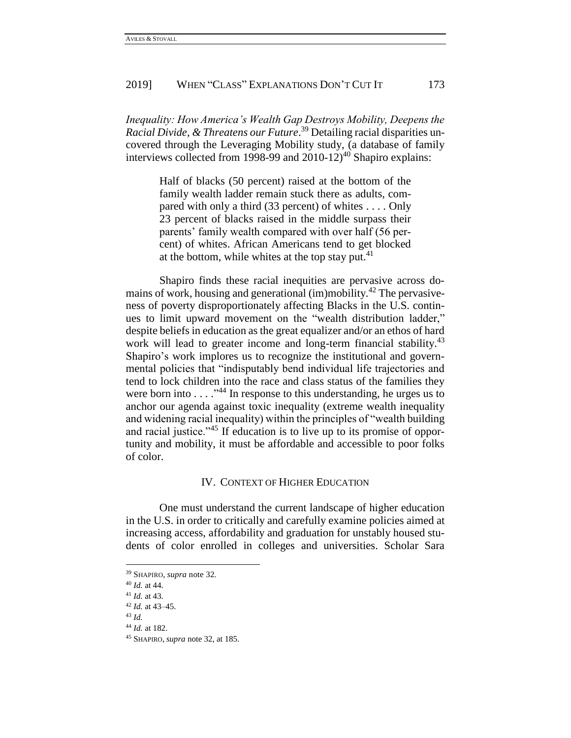*Inequality: How America's Wealth Gap Destroys Mobility, Deepens the Racial Divide, & Threatens our Future*.[39] Detailing racial disparities uncovered through the Leveraging Mobility study, (a database of family interviews collected from 1998-99 and 2010-12)[40] Shapiro explains:

> Half of blacks (50 percent) raised at the bottom of the family wealth ladder remain stuck there as adults, compared with only a third (33 percent) of whites . . . . Only 23 percent of blacks raised in the middle surpass their parents' family wealth compared with over half (56 percent) of whites. African Americans tend to get blocked at the bottom, while whites at the top stay put.[41]

Shapiro finds these racial inequities are pervasive across domains of work, housing and generational (im)mobility.[42] The pervasiveness of poverty disproportionately affecting Blacks in the U.S. continues to limit upward movement on the "wealth distribution ladder," despite beliefs in education as the great equalizer and/or an ethos of hard work will lead to greater income and long-term financial stability.[43] Shapiro's work implores us to recognize the institutional and governmental policies that "indisputably bend individual life trajectories and tend to lock children into the race and class status of the families they were born into . . . ."[44] In response to this understanding, he urges us to anchor our agenda against toxic inequality (extreme wealth inequality and widening racial inequality) within the principles of "wealth building and racial justice."[45] If education is to live up to its promise of opportunity and mobility, it must be affordable and accessible to poor folks of color.

## IV. Context of Higher Education

One must understand the current landscape of higher education in the U.S. in order to critically and carefully examine policies aimed at increasing access, affordability and graduation for unstably housed students of color enrolled in colleges and universities. Scholar Sara

---

[39] SHAPIRO, *supra* note 32.

[40] *Id.* at 44.

[41] *Id.* at 43.

[42] *Id.* at 43–45.

[43] *Id.*

[44] *Id.* at 182.

[45] SHAPIRO, *supra* note 32, at 185.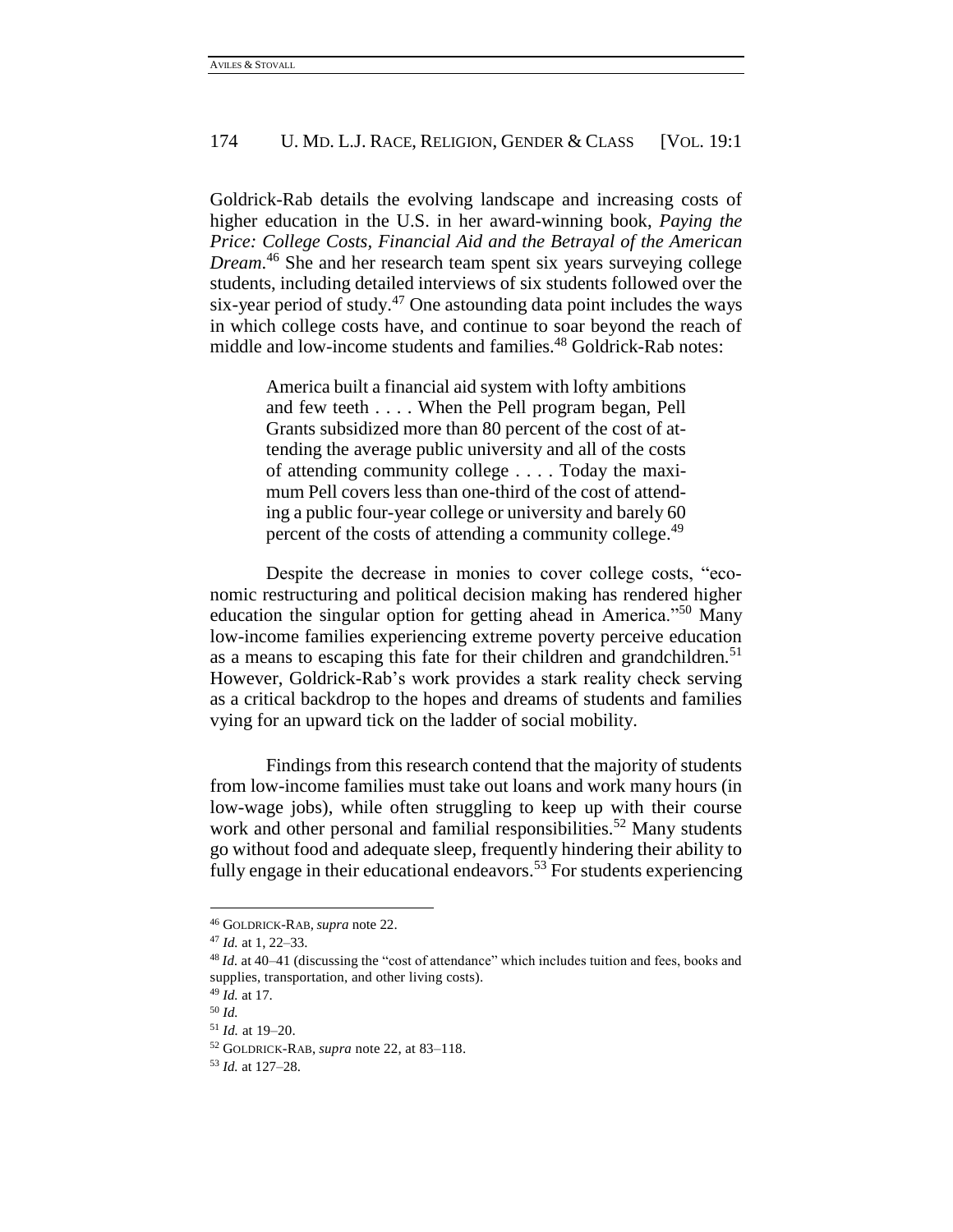Goldrick-Rab details the evolving landscape and increasing costs of higher education in the U.S. in her award-winning book, *Paying the Price: College Costs, Financial Aid and the Betrayal of the American Dream*.[46] She and her research team spent six years surveying college students, including detailed interviews of six students followed over the six-year period of study.[47] One astounding data point includes the ways in which college costs have, and continue to soar beyond the reach of middle and low-income students and families.[48] Goldrick-Rab notes:

> America built a financial aid system with lofty ambitions and few teeth . . . . When the Pell program began, Pell Grants subsidized more than 80 percent of the cost of attending the average public university and all of the costs of attending community college . . . . Today the maximum Pell covers less than one-third of the cost of attending a public four-year college or university and barely 60 percent of the costs of attending a community college.[49]

Despite the decrease in monies to cover college costs, "economic restructuring and political decision making has rendered higher education the singular option for getting ahead in America."[50] Many low-income families experiencing extreme poverty perceive education as a means to escaping this fate for their children and grandchildren.[51] However, Goldrick-Rab's work provides a stark reality check serving as a critical backdrop to the hopes and dreams of students and families vying for an upward tick on the ladder of social mobility.

Findings from this research contend that the majority of students from low-income families must take out loans and work many hours (in low-wage jobs), while often struggling to keep up with their course work and other personal and familial responsibilities.[52] Many students go without food and adequate sleep, frequently hindering their ability to fully engage in their educational endeavors.[53] For students experiencing

---

[46] GOLDRICK-RAB, *supra* note 22.

[47] *Id.* at 1, 22–33.

[48] *Id.* at 40–41 (discussing the "cost of attendance" which includes tuition and fees, books and supplies, transportation, and other living costs).

[49] *Id.* at 17.

[50] *Id.*

[51] *Id.* at 19–20.

[52] GOLDRICK-RAB, *supra* note 22, at 83–118.

[53] *Id.* at 127–28.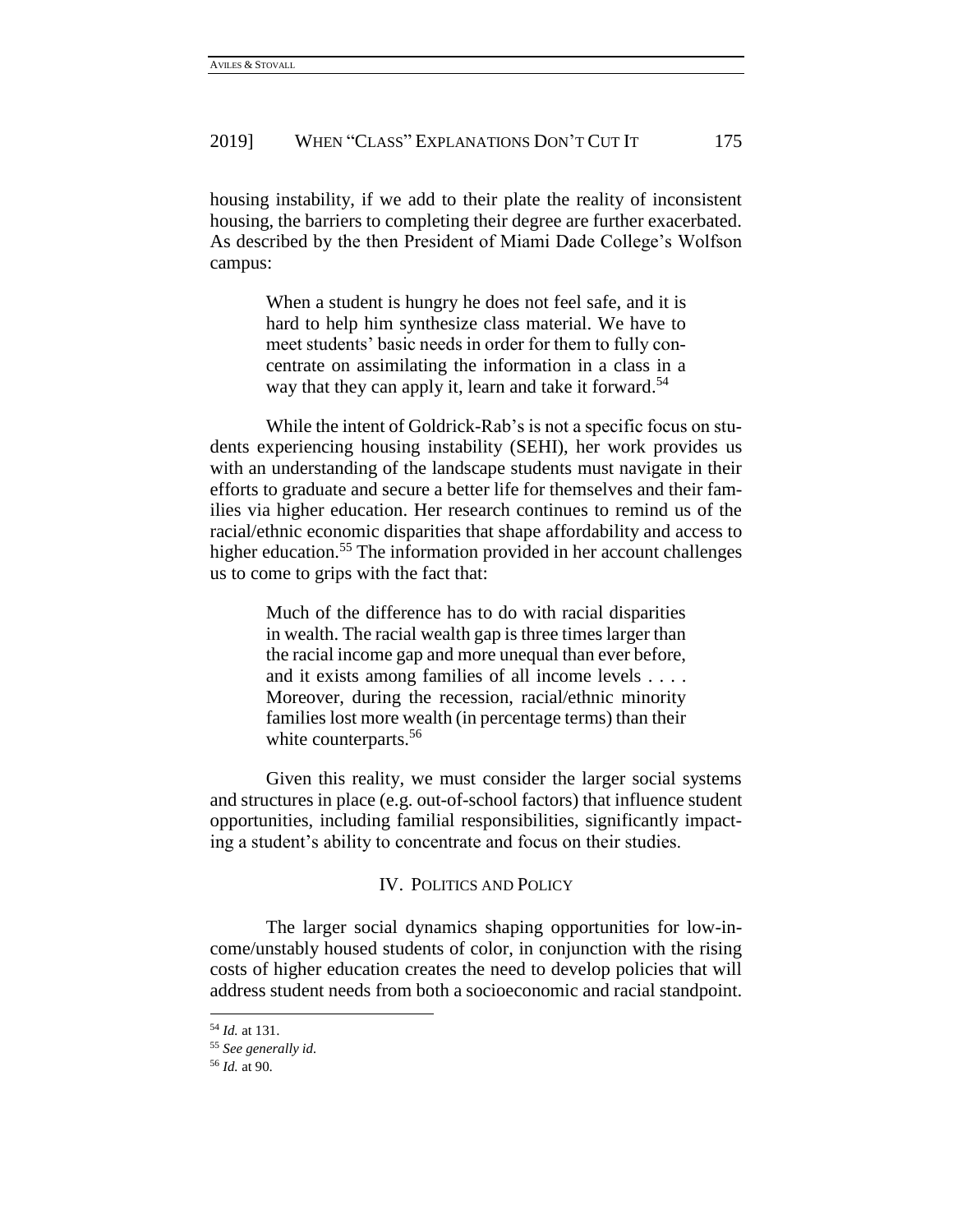housing instability, if we add to their plate the reality of inconsistent housing, the barriers to completing their degree are further exacerbated. As described by the then President of Miami Dade College's Wolfson campus:

> When a student is hungry he does not feel safe, and it is hard to help him synthesize class material. We have to meet students' basic needs in order for them to fully concentrate on assimilating the information in a class in a way that they can apply it, learn and take it forward.[54]

While the intent of Goldrick-Rab's is not a specific focus on students experiencing housing instability (SEHI), her work provides us with an understanding of the landscape students must navigate in their efforts to graduate and secure a better life for themselves and their families via higher education. Her research continues to remind us of the racial/ethnic economic disparities that shape affordability and access to higher education.[55] The information provided in her account challenges us to come to grips with the fact that:

> Much of the difference has to do with racial disparities in wealth. The racial wealth gap is three times larger than the racial income gap and more unequal than ever before, and it exists among families of all income levels . . . . Moreover, during the recession, racial/ethnic minority families lost more wealth (in percentage terms) than their white counterparts.[56]

Given this reality, we must consider the larger social systems and structures in place (e.g. out-of-school factors) that influence student opportunities, including familial responsibilities, significantly impacting a student's ability to concentrate and focus on their studies.

## IV. Politics and Policy

The larger social dynamics shaping opportunities for low-income/unstably housed students of color, in conjunction with the rising costs of higher education creates the need to develop policies that will address student needs from both a socioeconomic and racial standpoint.

---

[54] *Id.* at 131.

[55] *See generally id.*

[56] *Id.* at 90.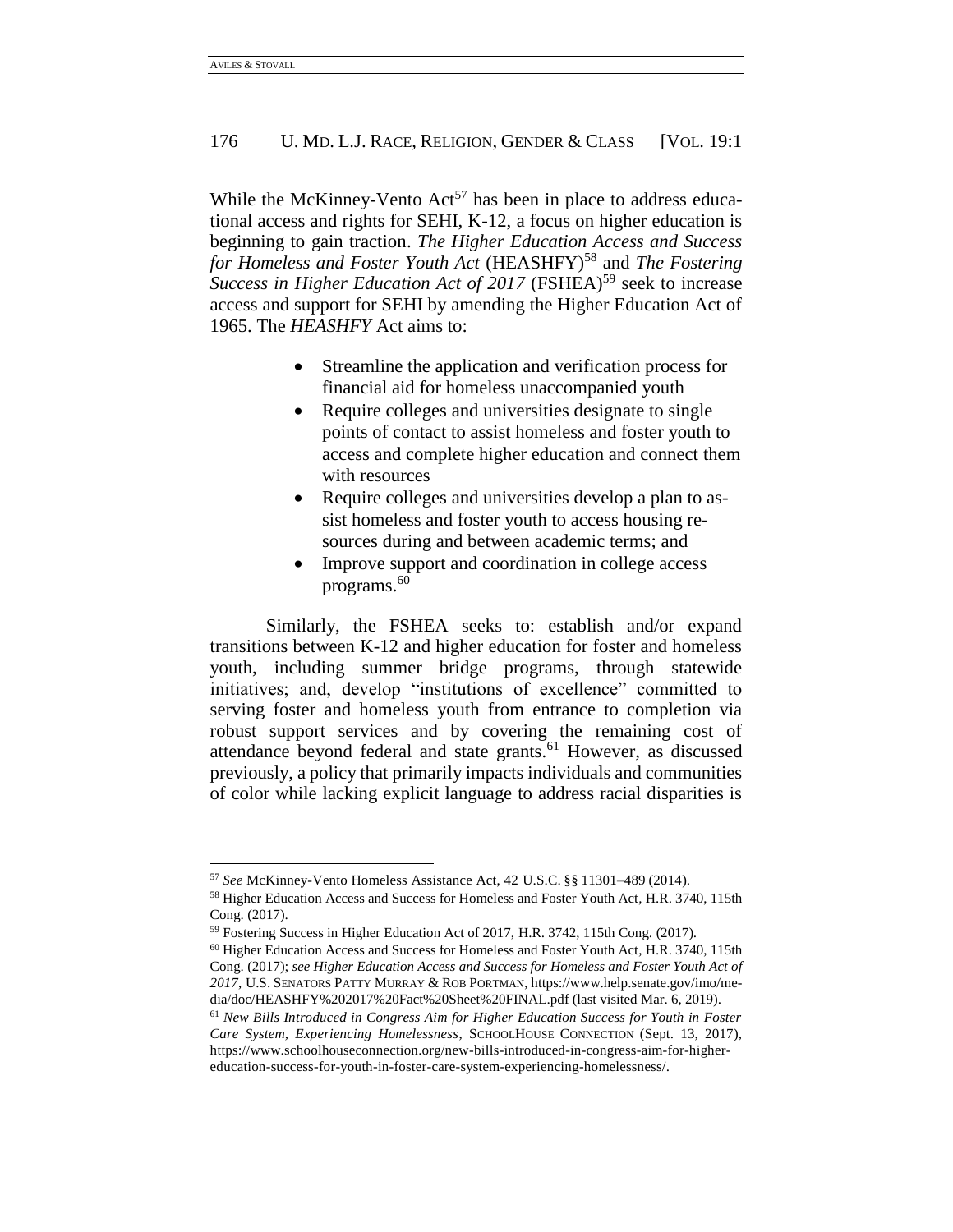While the McKinney-Vento Act[57] has been in place to address educational access and rights for SEHI, K-12, a focus on higher education is beginning to gain traction. *The Higher Education Access and Success for Homeless and Foster Youth Act* (HEASHFY)[58] and *The Fostering Success in Higher Education Act of 2017* (FSHEA)[59] seek to increase access and support for SEHI by amending the Higher Education Act of 1965. The *HEASHFY* Act aims to:

- Streamline the application and verification process for financial aid for homeless unaccompanied youth
- Require colleges and universities designate to single points of contact to assist homeless and foster youth to access and complete higher education and connect them with resources
- Require colleges and universities develop a plan to assist homeless and foster youth to access housing resources during and between academic terms; and
- Improve support and coordination in college access programs.[60]

Similarly, the FSHEA seeks to: establish and/or expand transitions between K-12 and higher education for foster and homeless youth, including summer bridge programs, through statewide initiatives; and, develop "institutions of excellence" committed to serving foster and homeless youth from entrance to completion via robust support services and by covering the remaining cost of attendance beyond federal and state grants.[61] However, as discussed previously, a policy that primarily impacts individuals and communities of color while lacking explicit language to address racial disparities is

---

[57] *See* McKinney-Vento Homeless Assistance Act, 42 U.S.C. §§ 11301–489 (2014).

[58] Higher Education Access and Success for Homeless and Foster Youth Act, H.R. 3740, 115th Cong. (2017).

[59] Fostering Success in Higher Education Act of 2017, H.R. 3742, 115th Cong. (2017).

[60] Higher Education Access and Success for Homeless and Foster Youth Act, H.R. 3740, 115th Cong. (2017); *see Higher Education Access and Success for Homeless and Foster Youth Act of 2017*, U.S. SENATORS PATTY MURRAY & ROB PORTMAN, https://www.help.senate.gov/imo/media/doc/HEASHFY%202017%20Fact%20Sheet%20FINAL.pdf (last visited Mar. 6, 2019).

[61] *New Bills Introduced in Congress Aim for Higher Education Success for Youth in Foster Care System, Experiencing Homelessness*, SCHOOLHOUSE CONNECTION (Sept. 13, 2017), https://www.schoolhouseconnection.org/new-bills-introduced-in-congress-aim-for-higher-education-success-for-youth-in-foster-care-system-experiencing-homelessness/.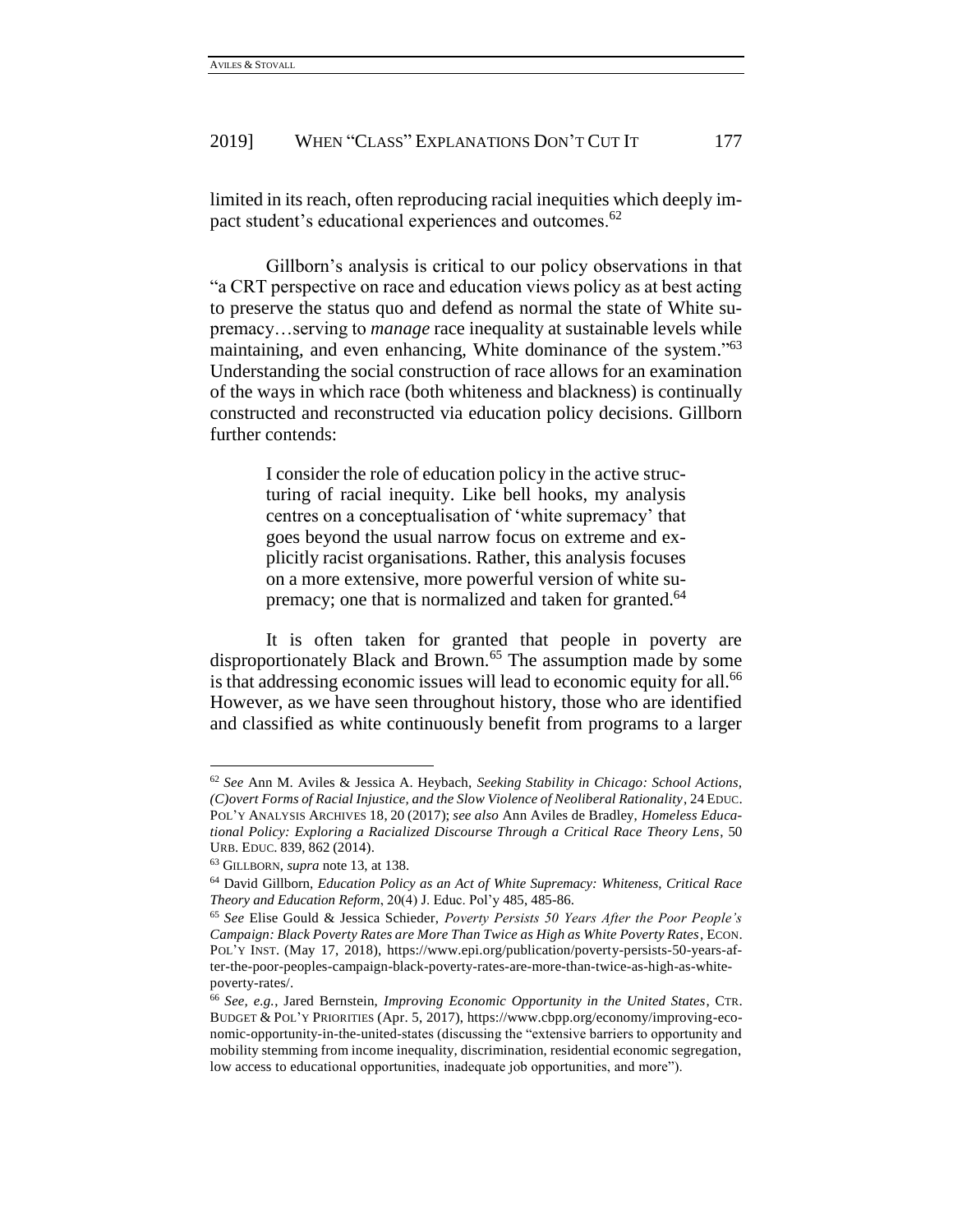limited in its reach, often reproducing racial inequities which deeply impact student's educational experiences and outcomes.[62]

Gillborn's analysis is critical to our policy observations in that "a CRT perspective on race and education views policy as at best acting to preserve the status quo and defend as normal the state of White supremacy…serving to *manage* race inequality at sustainable levels while maintaining, and even enhancing, White dominance of the system."[63] Understanding the social construction of race allows for an examination of the ways in which race (both whiteness and blackness) is continually constructed and reconstructed via education policy decisions. Gillborn further contends:

> I consider the role of education policy in the active structuring of racial inequity. Like bell hooks, my analysis centres on a conceptualisation of 'white supremacy' that goes beyond the usual narrow focus on extreme and explicitly racist organisations. Rather, this analysis focuses on a more extensive, more powerful version of white supremacy; one that is normalized and taken for granted.[64]

It is often taken for granted that people in poverty are disproportionately Black and Brown.[65] The assumption made by some is that addressing economic issues will lead to economic equity for all.[66] However, as we have seen throughout history, those who are identified and classified as white continuously benefit from programs to a larger

---

[62] *See* Ann M. Aviles & Jessica A. Heybach, *Seeking Stability in Chicago: School Actions, (C)overt Forms of Racial Injustice, and the Slow Violence of Neoliberal Rationality*, 24 EDUC. POL'Y ANALYSIS ARCHIVES 18, 20 (2017); *see also* Ann Aviles de Bradley, *Homeless Educational Policy: Exploring a Racialized Discourse Through a Critical Race Theory Lens*, 50 URB. EDUC. 839, 862 (2014).

[63] GILLBORN, *supra* note 13, at 138.

[64] David Gillborn, *Education Policy as an Act of White Supremacy: Whiteness, Critical Race Theory and Education Reform*, 20(4) J. Educ. Pol'y 485, 485-86.

[65] *See* Elise Gould & Jessica Schieder, *Poverty Persists 50 Years After the Poor People's Campaign: Black Poverty Rates are More Than Twice as High as White Poverty Rates*, ECON. POL'Y INST. (May 17, 2018), https://www.epi.org/publication/poverty-persists-50-years-after-the-poor-peoples-campaign-black-poverty-rates-are-more-than-twice-as-high-as-white-poverty-rates/.

[66] *See, e.g.*, Jared Bernstein, *Improving Economic Opportunity in the United States*, CTR. BUDGET & POL'Y PRIORITIES (Apr. 5, 2017), https://www.cbpp.org/economy/improving-economic-opportunity-in-the-united-states (discussing the "extensive barriers to opportunity and mobility stemming from income inequality, discrimination, residential economic segregation, low access to educational opportunities, inadequate job opportunities, and more").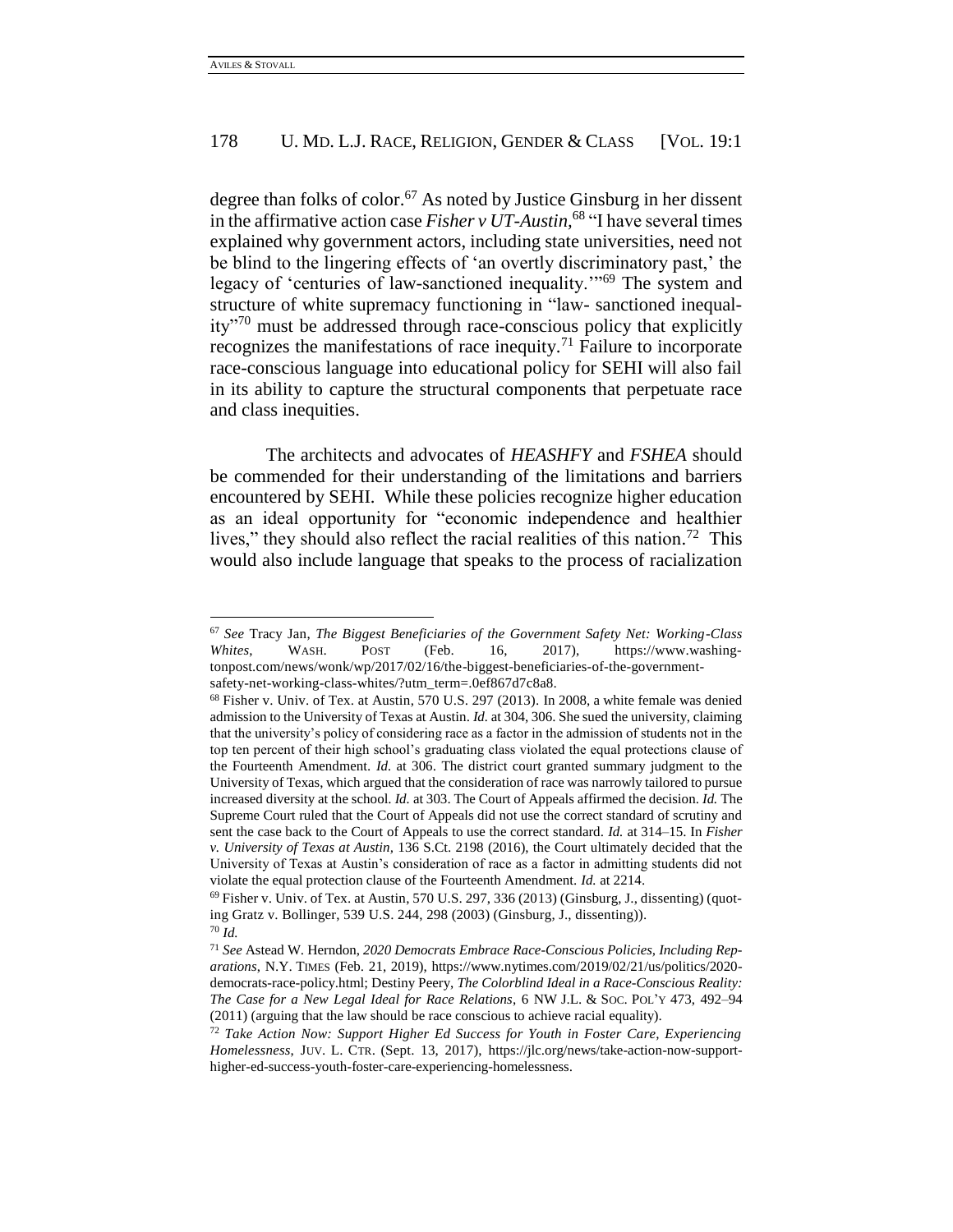degree than folks of color.[67] As noted by Justice Ginsburg in her dissent in the affirmative action case *Fisher v UT-Austin,*[68] "I have several times explained why government actors, including state universities, need not be blind to the lingering effects of 'an overtly discriminatory past,' the legacy of 'centuries of law-sanctioned inequality.'"[69] The system and structure of white supremacy functioning in "law- sanctioned inequality"[70] must be addressed through race-conscious policy that explicitly recognizes the manifestations of race inequity.[71] Failure to incorporate race-conscious language into educational policy for SEHI will also fail in its ability to capture the structural components that perpetuate race and class inequities.

The architects and advocates of *HEASHFY* and *FSHEA* should be commended for their understanding of the limitations and barriers encountered by SEHI. While these policies recognize higher education as an ideal opportunity for "economic independence and healthier lives," they should also reflect the racial realities of this nation.[72] This would also include language that speaks to the process of racialization

---

[67] *See* Tracy Jan, *The Biggest Beneficiaries of the Government Safety Net: Working-Class Whites*, WASH. POST (Feb. 16, 2017), https://www.washingtonpost.com/news/wonk/wp/2017/02/16/the-biggest-beneficiaries-of-the-government-safety-net-working-class-whites/?utm_term=.0ef867d7c8a8.

[68] Fisher v. Univ. of Tex. at Austin, 570 U.S. 297 (2013). In 2008, a white female was denied admission to the University of Texas at Austin. *Id.* at 304, 306. She sued the university, claiming that the university's policy of considering race as a factor in the admission of students not in the top ten percent of their high school's graduating class violated the equal protections clause of the Fourteenth Amendment. *Id.* at 306. The district court granted summary judgment to the University of Texas, which argued that the consideration of race was narrowly tailored to pursue increased diversity at the school. *Id.* at 303. The Court of Appeals affirmed the decision. *Id.* The Supreme Court ruled that the Court of Appeals did not use the correct standard of scrutiny and sent the case back to the Court of Appeals to use the correct standard. *Id.* at 314–15. In *Fisher v. University of Texas at Austin*, 136 S.Ct. 2198 (2016), the Court ultimately decided that the University of Texas at Austin's consideration of race as a factor in admitting students did not violate the equal protection clause of the Fourteenth Amendment. *Id.* at 2214.

[69] Fisher v. Univ. of Tex. at Austin, 570 U.S. 297, 336 (2013) (Ginsburg, J., dissenting) (quoting Gratz v. Bollinger, 539 U.S. 244, 298 (2003) (Ginsburg, J., dissenting)).

[70] *Id.*

[71] *See* Astead W. Herndon, *2020 Democrats Embrace Race-Conscious Policies, Including Reparations*, N.Y. TIMES (Feb. 21, 2019), https://www.nytimes.com/2019/02/21/us/politics/2020-democrats-race-policy.html; Destiny Peery, *The Colorblind Ideal in a Race-Conscious Reality: The Case for a New Legal Ideal for Race Relations*, 6 NW J.L. & SOC. POL'Y 473, 492–94 (2011) (arguing that the law should be race conscious to achieve racial equality).

[72] *Take Action Now: Support Higher Ed Success for Youth in Foster Care, Experiencing Homelessness*, JUV. L. CTR. (Sept. 13, 2017), https://jlc.org/news/take-action-now-support-higher-ed-success-youth-foster-care-experiencing-homelessness.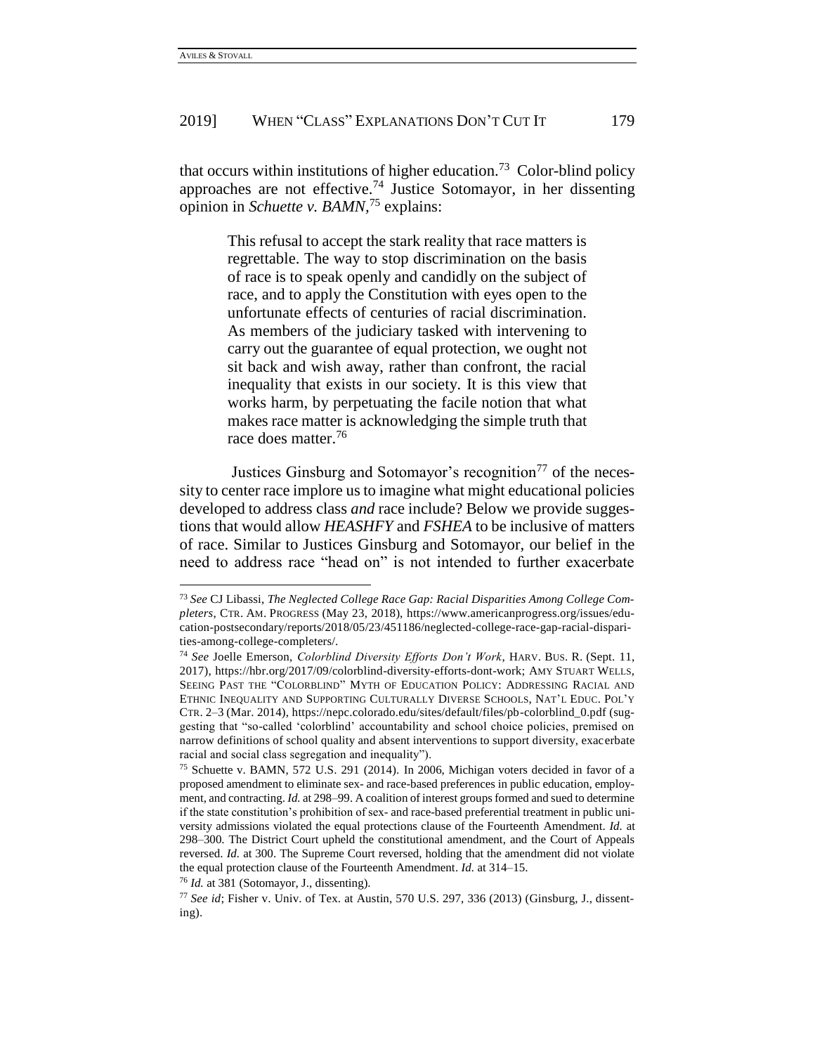that occurs within institutions of higher education.[73] Color-blind policy approaches are not effective.[74] Justice Sotomayor, in her dissenting opinion in *Schuette v. BAMN*,[75] explains:

> This refusal to accept the stark reality that race matters is regrettable. The way to stop discrimination on the basis of race is to speak openly and candidly on the subject of race, and to apply the Constitution with eyes open to the unfortunate effects of centuries of racial discrimination. As members of the judiciary tasked with intervening to carry out the guarantee of equal protection, we ought not sit back and wish away, rather than confront, the racial inequality that exists in our society. It is this view that works harm, by perpetuating the facile notion that what makes race matter is acknowledging the simple truth that race does matter.[76]

Justices Ginsburg and Sotomayor's recognition[77] of the necessity to center race implore us to imagine what might educational policies developed to address class *and* race include? Below we provide suggestions that would allow *HEASHFY* and *FSHEA* to be inclusive of matters of race. Similar to Justices Ginsburg and Sotomayor, our belief in the need to address race "head on" is not intended to further exacerbate

---

[73] *See* CJ Libassi, *The Neglected College Race Gap: Racial Disparities Among College Completers*, CTR. AM. PROGRESS (May 23, 2018), https://www.americanprogress.org/issues/education-postsecondary/reports/2018/05/23/451186/neglected-college-race-gap-racial-disparities-among-college-completers/.

[74] *See* Joelle Emerson, *Colorblind Diversity Efforts Don't Work*, HARV. BUS. R. (Sept. 11, 2017), https://hbr.org/2017/09/colorblind-diversity-efforts-dont-work; AMY STUART WELLS, SEEING PAST THE "COLORBLIND" MYTH OF EDUCATION POLICY: ADDRESSING RACIAL AND ETHNIC INEQUALITY AND SUPPORTING CULTURALLY DIVERSE SCHOOLS, NAT'L EDUC. POL'Y CTR. 2–3 (Mar. 2014), https://nepc.colorado.edu/sites/default/files/pb-colorblind_0.pdf (suggesting that "so-called 'colorblind' accountability and school choice policies, premised on narrow definitions of school quality and absent interventions to support diversity, exacerbate racial and social class segregation and inequality").

[75] Schuette v. BAMN, 572 U.S. 291 (2014). In 2006, Michigan voters decided in favor of a proposed amendment to eliminate sex- and race-based preferences in public education, employment, and contracting. *Id.* at 298–99. A coalition of interest groups formed and sued to determine if the state constitution's prohibition of sex- and race-based preferential treatment in public university admissions violated the equal protections clause of the Fourteenth Amendment. *Id.* at 298–300. The District Court upheld the constitutional amendment, and the Court of Appeals reversed. *Id.* at 300. The Supreme Court reversed, holding that the amendment did not violate the equal protection clause of the Fourteenth Amendment. *Id.* at 314–15.

[76] *Id.* at 381 (Sotomayor, J., dissenting).

[77] *See id*; Fisher v. Univ. of Tex. at Austin, 570 U.S. 297, 336 (2013) (Ginsburg, J., dissenting).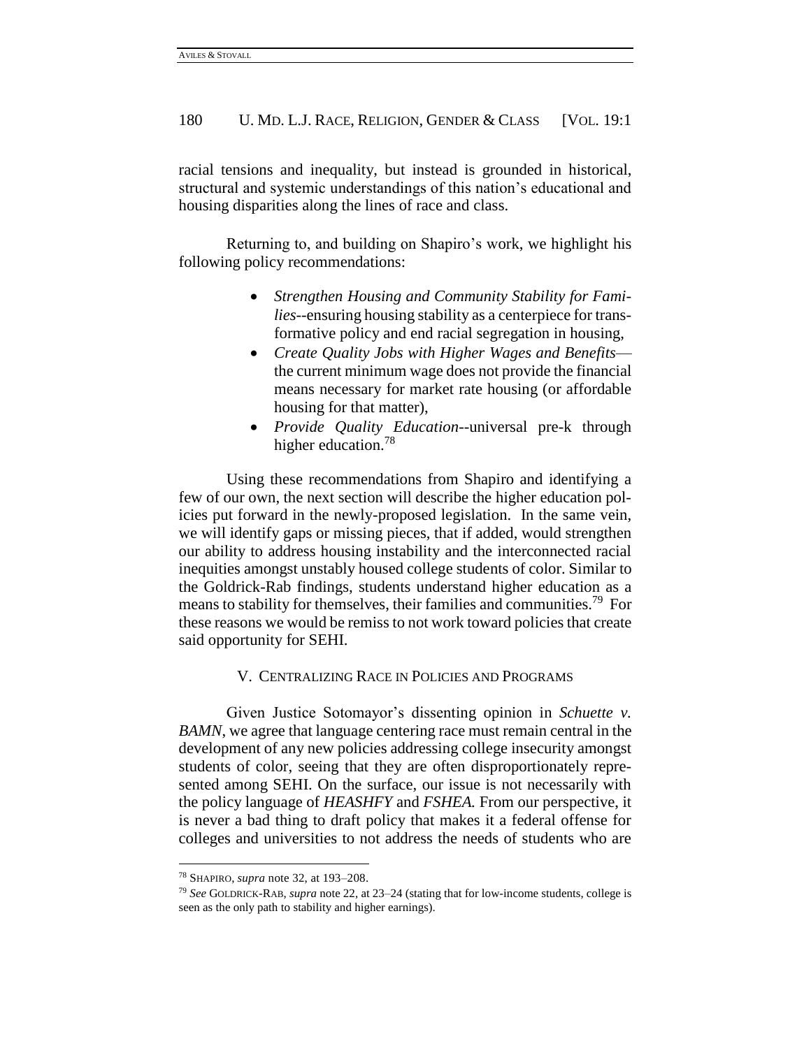racial tensions and inequality, but instead is grounded in historical, structural and systemic understandings of this nation's educational and housing disparities along the lines of race and class.

Returning to, and building on Shapiro's work, we highlight his following policy recommendations:

- *Strengthen Housing and Community Stability for Families*--ensuring housing stability as a centerpiece for transformative policy and end racial segregation in housing,
- *Create Quality Jobs with Higher Wages and Benefits*—the current minimum wage does not provide the financial means necessary for market rate housing (or affordable housing for that matter),
- *Provide Quality Education*--universal pre-k through higher education.[78]

Using these recommendations from Shapiro and identifying a few of our own, the next section will describe the higher education policies put forward in the newly-proposed legislation. In the same vein, we will identify gaps or missing pieces, that if added, would strengthen our ability to address housing instability and the interconnected racial inequities amongst unstably housed college students of color. Similar to the Goldrick-Rab findings, students understand higher education as a means to stability for themselves, their families and communities.[79] For these reasons we would be remiss to not work toward policies that create said opportunity for SEHI.

## V. CENTRALIZING RACE IN POLICIES AND PROGRAMS

Given Justice Sotomayor's dissenting opinion in *Schuette v. BAMN*, we agree that language centering race must remain central in the development of any new policies addressing college insecurity amongst students of color, seeing that they are often disproportionately represented among SEHI. On the surface, our issue is not necessarily with the policy language of *HEASHFY* and *FSHEA.* From our perspective, it is never a bad thing to draft policy that makes it a federal offense for colleges and universities to not address the needs of students who are

---

[78] SHAPIRO, *supra* note 32, at 193–208.

[79] *See* GOLDRICK-RAB, *supra* note 22, at 23–24 (stating that for low-income students, college is seen as the only path to stability and higher earnings).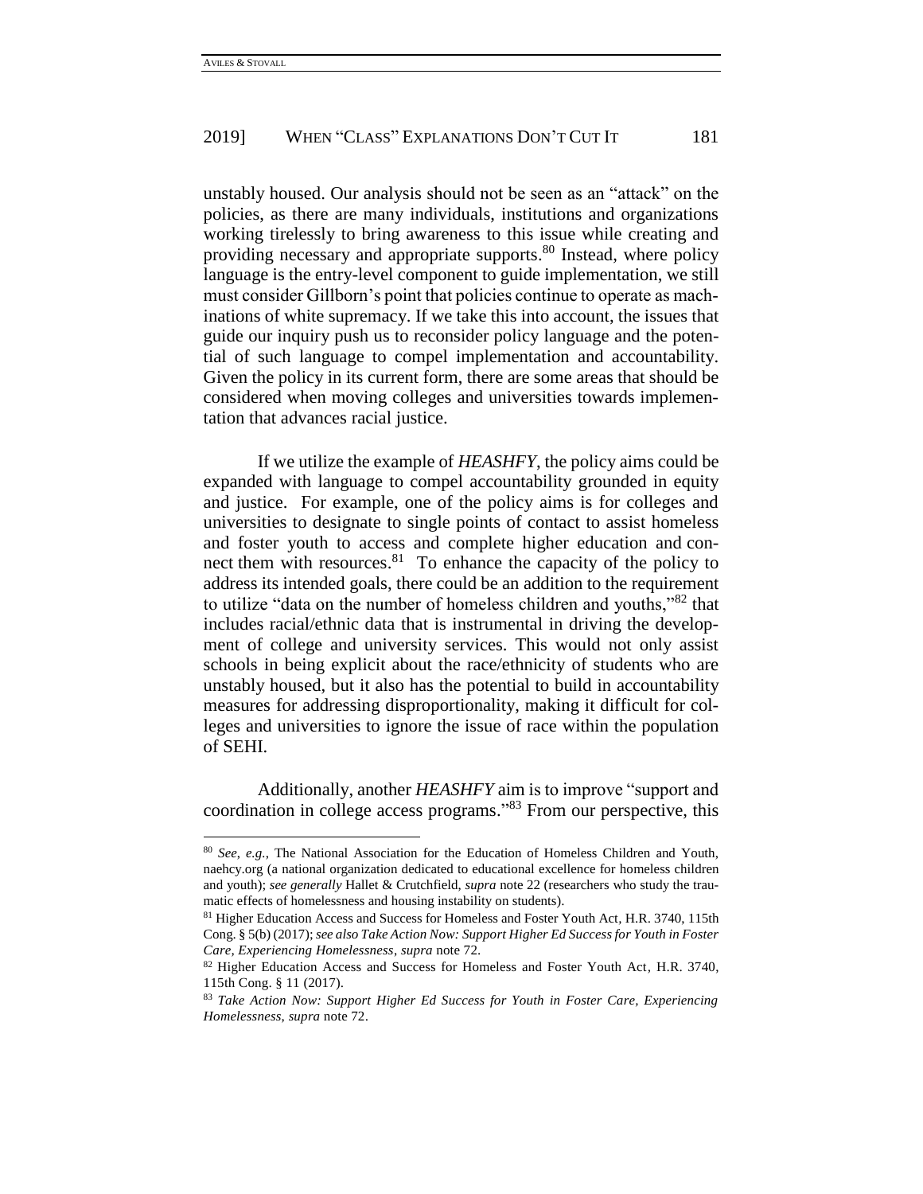unstably housed. Our analysis should not be seen as an "attack" on the policies, as there are many individuals, institutions and organizations working tirelessly to bring awareness to this issue while creating and providing necessary and appropriate supports.[80] Instead, where policy language is the entry-level component to guide implementation, we still must consider Gillborn's point that policies continue to operate as machinations of white supremacy. If we take this into account, the issues that guide our inquiry push us to reconsider policy language and the potential of such language to compel implementation and accountability. Given the policy in its current form, there are some areas that should be considered when moving colleges and universities towards implementation that advances racial justice.

If we utilize the example of *HEASHFY*, the policy aims could be expanded with language to compel accountability grounded in equity and justice. For example, one of the policy aims is for colleges and universities to designate to single points of contact to assist homeless and foster youth to access and complete higher education and connect them with resources.[81] To enhance the capacity of the policy to address its intended goals, there could be an addition to the requirement to utilize "data on the number of homeless children and youths,"[82] that includes racial/ethnic data that is instrumental in driving the development of college and university services. This would not only assist schools in being explicit about the race/ethnicity of students who are unstably housed, but it also has the potential to build in accountability measures for addressing disproportionality, making it difficult for colleges and universities to ignore the issue of race within the population of SEHI.

Additionally, another *HEASHFY* aim is to improve "support and coordination in college access programs."[83] From our perspective, this

---

[80] *See, e.g.*, The National Association for the Education of Homeless Children and Youth, naehcy.org (a national organization dedicated to educational excellence for homeless children and youth); *see generally* Hallet & Crutchfield, *supra* note 22 (researchers who study the traumatic effects of homelessness and housing instability on students).

[81] Higher Education Access and Success for Homeless and Foster Youth Act, H.R. 3740, 115th Cong. § 5(b) (2017); *see also Take Action Now: Support Higher Ed Success for Youth in Foster Care, Experiencing Homelessness*, *supra* note 72.

[82] Higher Education Access and Success for Homeless and Foster Youth Act, H.R. 3740, 115th Cong. § 11 (2017).

[83] *Take Action Now: Support Higher Ed Success for Youth in Foster Care, Experiencing Homelessness*, *supra* note 72.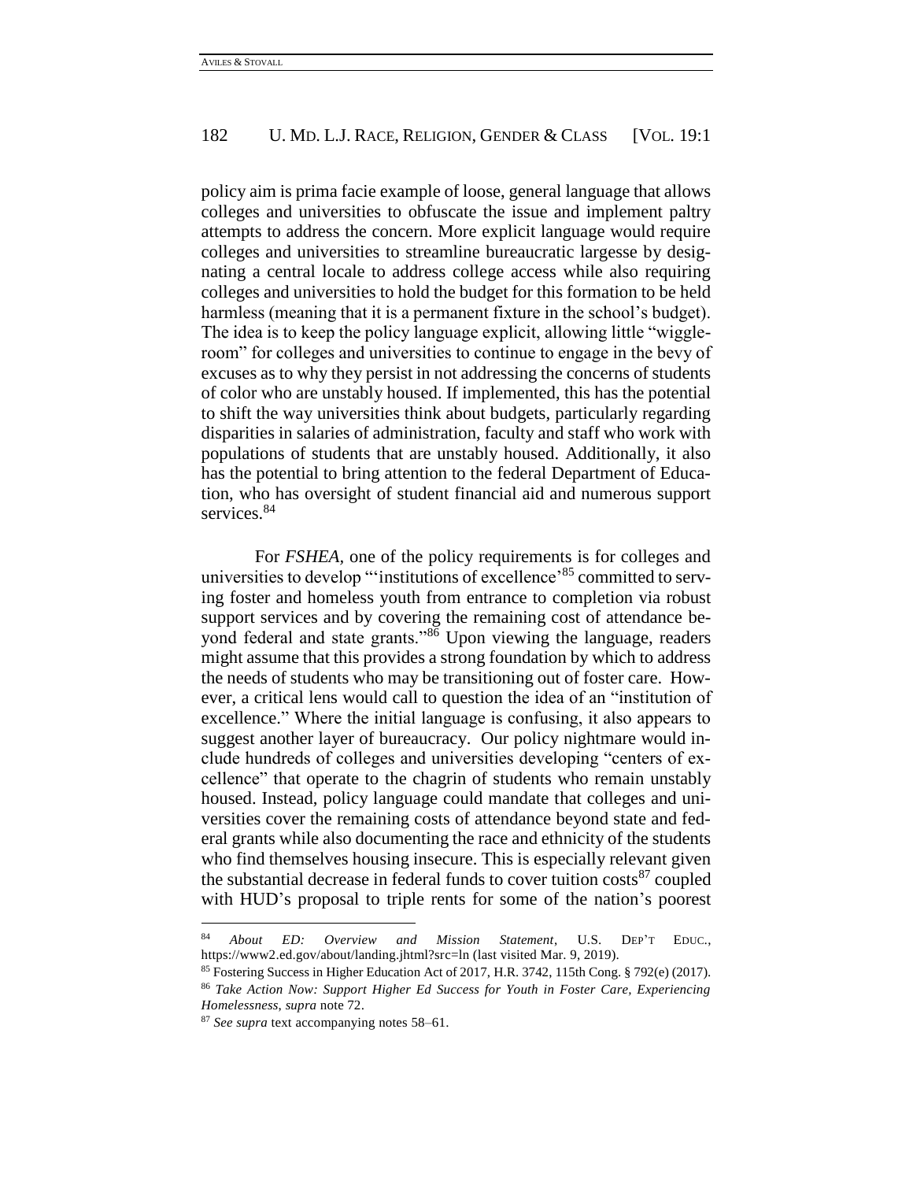policy aim is prima facie example of loose, general language that allows colleges and universities to obfuscate the issue and implement paltry attempts to address the concern. More explicit language would require colleges and universities to streamline bureaucratic largesse by designating a central locale to address college access while also requiring colleges and universities to hold the budget for this formation to be held harmless (meaning that it is a permanent fixture in the school's budget). The idea is to keep the policy language explicit, allowing little "wiggle-room" for colleges and universities to continue to engage in the bevy of excuses as to why they persist in not addressing the concerns of students of color who are unstably housed. If implemented, this has the potential to shift the way universities think about budgets, particularly regarding disparities in salaries of administration, faculty and staff who work with populations of students that are unstably housed. Additionally, it also has the potential to bring attention to the federal Department of Education, who has oversight of student financial aid and numerous support services.[84]

For *FSHEA*, one of the policy requirements is for colleges and universities to develop "'institutions of excellence'[85] committed to serving foster and homeless youth from entrance to completion via robust support services and by covering the remaining cost of attendance beyond federal and state grants."[86] Upon viewing the language, readers might assume that this provides a strong foundation by which to address the needs of students who may be transitioning out of foster care. However, a critical lens would call to question the idea of an "institution of excellence." Where the initial language is confusing, it also appears to suggest another layer of bureaucracy. Our policy nightmare would include hundreds of colleges and universities developing "centers of excellence" that operate to the chagrin of students who remain unstably housed. Instead, policy language could mandate that colleges and universities cover the remaining costs of attendance beyond state and federal grants while also documenting the race and ethnicity of the students who find themselves housing insecure. This is especially relevant given the substantial decrease in federal funds to cover tuition costs[87] coupled with HUD's proposal to triple rents for some of the nation's poorest

---

[84] *About ED: Overview and Mission Statement*, U.S. DEP'T EDUC., https://www2.ed.gov/about/landing.jhtml?src=ln (last visited Mar. 9, 2019).

[85] Fostering Success in Higher Education Act of 2017, H.R. 3742, 115th Cong. § 792(e) (2017).

[86] *Take Action Now: Support Higher Ed Success for Youth in Foster Care, Experiencing Homelessness*, *supra* note 72.

[87] *See supra* text accompanying notes 58–61.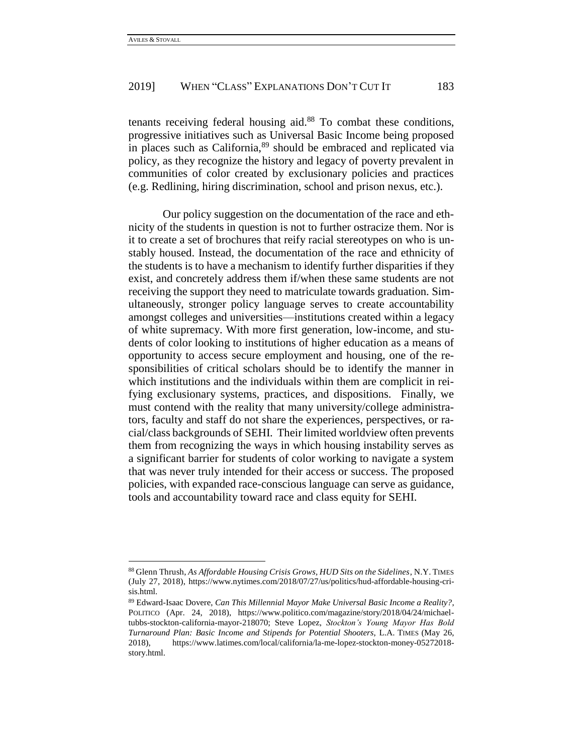tenants receiving federal housing aid.[88] To combat these conditions, progressive initiatives such as Universal Basic Income being proposed in places such as California,[89] should be embraced and replicated via policy, as they recognize the history and legacy of poverty prevalent in communities of color created by exclusionary policies and practices (e.g. Redlining, hiring discrimination, school and prison nexus, etc.).

Our policy suggestion on the documentation of the race and ethnicity of the students in question is not to further ostracize them. Nor is it to create a set of brochures that reify racial stereotypes on who is unstably housed. Instead, the documentation of the race and ethnicity of the students is to have a mechanism to identify further disparities if they exist, and concretely address them if/when these same students are not receiving the support they need to matriculate towards graduation. Simultaneously, stronger policy language serves to create accountability amongst colleges and universities—institutions created within a legacy of white supremacy. With more first generation, low-income, and students of color looking to institutions of higher education as a means of opportunity to access secure employment and housing, one of the responsibilities of critical scholars should be to identify the manner in which institutions and the individuals within them are complicit in reifying exclusionary systems, practices, and dispositions. Finally, we must contend with the reality that many university/college administrators, faculty and staff do not share the experiences, perspectives, or racial/class backgrounds of SEHI. Their limited worldview often prevents them from recognizing the ways in which housing instability serves as a significant barrier for students of color working to navigate a system that was never truly intended for their access or success. The proposed policies, with expanded race-conscious language can serve as guidance, tools and accountability toward race and class equity for SEHI.

---

[88] Glenn Thrush, *As Affordable Housing Crisis Grows, HUD Sits on the Sidelines*, N.Y. TIMES (July 27, 2018), https://www.nytimes.com/2018/07/27/us/politics/hud-affordable-housing-crisis.html.

[89] Edward-Isaac Dovere, *Can This Millennial Mayor Make Universal Basic Income a Reality?*, POLITICO (Apr. 24, 2018), https://www.politico.com/magazine/story/2018/04/24/michael-tubbs-stockton-california-mayor-218070; Steve Lopez, *Stockton's Young Mayor Has Bold Turnaround Plan: Basic Income and Stipends for Potential Shooters*, L.A. TIMES (May 26, 2018), https://www.latimes.com/local/california/la-me-lopez-stockton-money-05272018-story.html.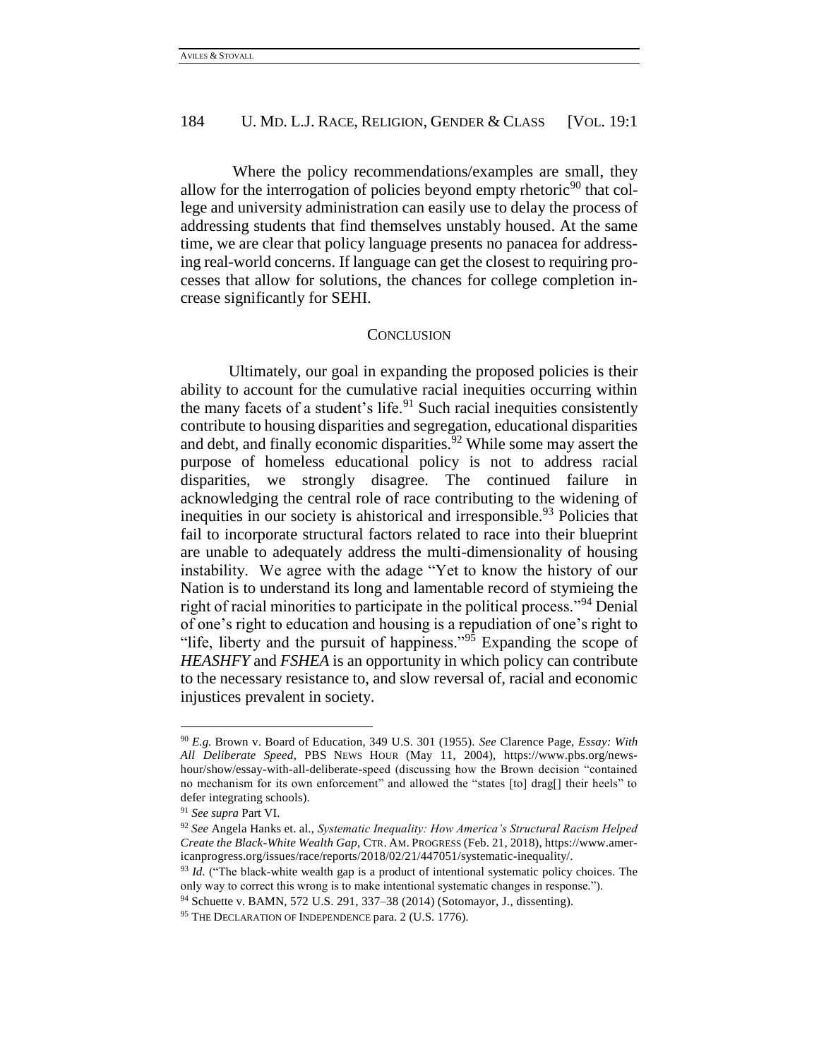Where the policy recommendations/examples are small, they allow for the interrogation of policies beyond empty rhetoric[90] that college and university administration can easily use to delay the process of addressing students that find themselves unstably housed. At the same time, we are clear that policy language presents no panacea for addressing real-world concerns. If language can get the closest to requiring processes that allow for solutions, the chances for college completion increase significantly for SEHI.

## CONCLUSION

Ultimately, our goal in expanding the proposed policies is their ability to account for the cumulative racial inequities occurring within the many facets of a student's life.[91] Such racial inequities consistently contribute to housing disparities and segregation, educational disparities and debt, and finally economic disparities.[92] While some may assert the purpose of homeless educational policy is not to address racial disparities, we strongly disagree. The continued failure in acknowledging the central role of race contributing to the widening of inequities in our society is ahistorical and irresponsible.[93] Policies that fail to incorporate structural factors related to race into their blueprint are unable to adequately address the multi-dimensionality of housing instability. We agree with the adage "Yet to know the history of our Nation is to understand its long and lamentable record of stymieing the right of racial minorities to participate in the political process."[94] Denial of one's right to education and housing is a repudiation of one's right to "life, liberty and the pursuit of happiness."[95] Expanding the scope of *HEASHFY* and *FSHEA* is an opportunity in which policy can contribute to the necessary resistance to, and slow reversal of, racial and economic injustices prevalent in society.

---

[90] *E.g.* Brown v. Board of Education, 349 U.S. 301 (1955). *See* Clarence Page, *Essay: With All Deliberate Speed*, PBS NEWS HOUR (May 11, 2004), https://www.pbs.org/newshour/show/essay-with-all-deliberate-speed (discussing how the Brown decision "contained no mechanism for its own enforcement" and allowed the "states [to] drag[] their heels" to defer integrating schools).

[91] *See supra* Part VI.

[92] *See* Angela Hanks et. al., *Systematic Inequality: How America's Structural Racism Helped Create the Black-White Wealth Gap*, CTR. AM. PROGRESS (Feb. 21, 2018), https://www.americanprogress.org/issues/race/reports/2018/02/21/447051/systematic-inequality/.

[93] *Id.* ("The black-white wealth gap is a product of intentional systematic policy choices. The only way to correct this wrong is to make intentional systematic changes in response.").

[94] Schuette v. BAMN, 572 U.S. 291, 337–38 (2014) (Sotomayor, J., dissenting).

[95] THE DECLARATION OF INDEPENDENCE para. 2 (U.S. 1776).